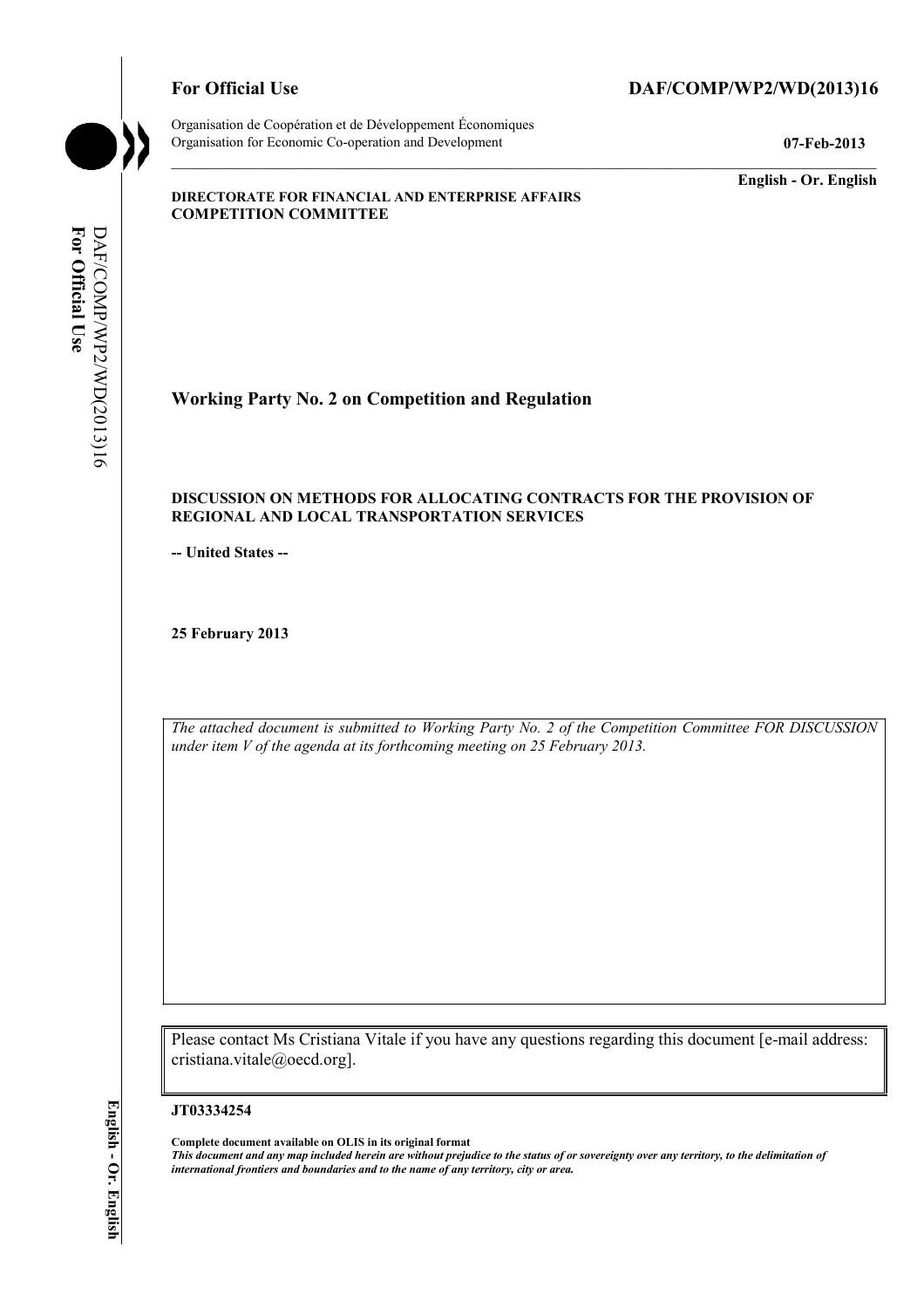**For Official Use** **DAF/COMP/WP2/WD(2013)16**

Organisation de Coopération et de Développement Économiques
Organisation for Economic Co-operation and Development

**07-Feb-2013**

**English - Or. English**

**DIRECTORATE FOR FINANCIAL AND ENTERPRISE AFFAIRS**
**COMPETITION COMMITTEE**

## Working Party No. 2 on Competition and Regulation

### DISCUSSION ON METHODS FOR ALLOCATING CONTRACTS FOR THE PROVISION OF REGIONAL AND LOCAL TRANSPORTATION SERVICES

**-- United States --**

**25 February 2013**

*The attached document is submitted to Working Party No. 2 of the Competition Committee FOR DISCUSSION under item V of the agenda at its forthcoming meeting on 25 February 2013.*

Please contact Ms Cristiana Vitale if you have any questions regarding this document [e-mail address: cristiana.vitale@oecd.org].

**JT03334254**

**Complete document available on OLIS in its original format**
***This document and any map included herein are without prejudice to the status of or sovereignty over any territory, to the delimitation of international frontiers and boundaries and to the name of any territory, city or area.***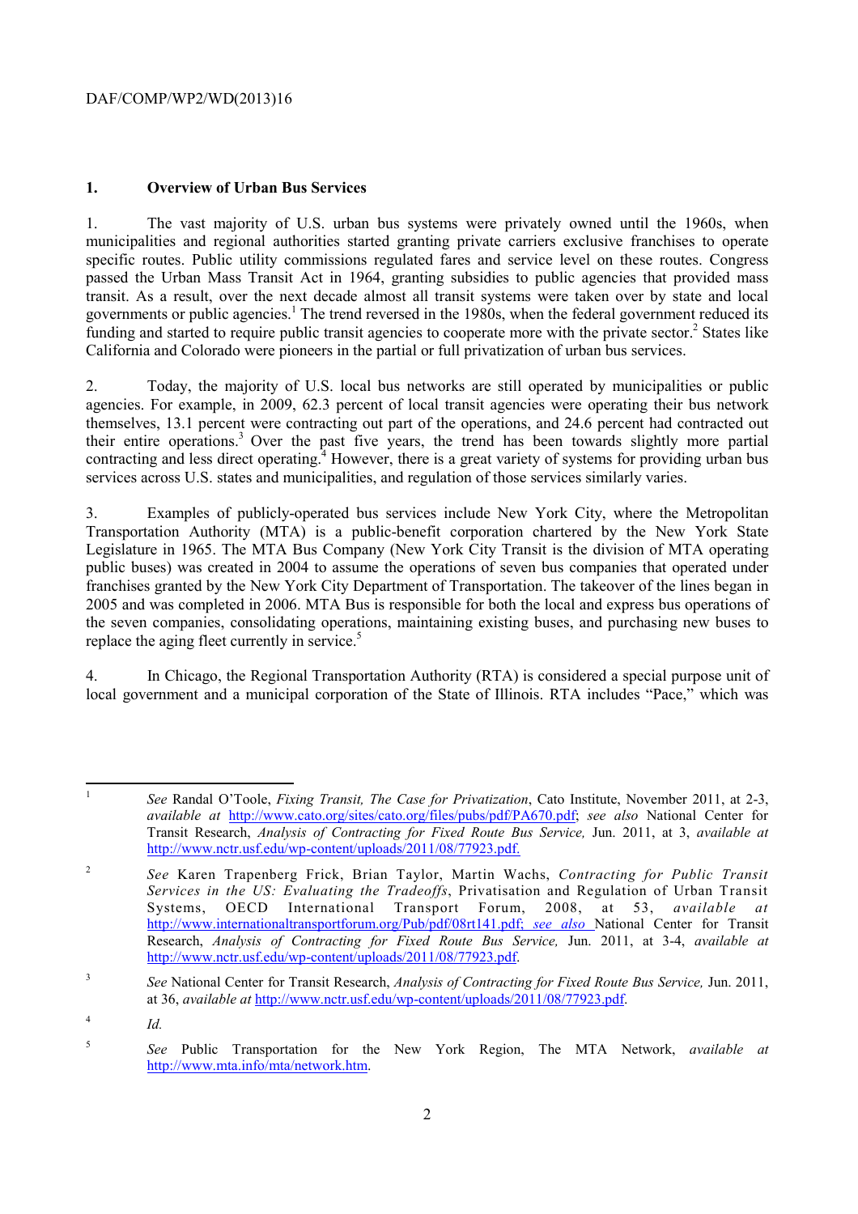## 1. Overview of Urban Bus Services

1. The vast majority of U.S. urban bus systems were privately owned until the 1960s, when municipalities and regional authorities started granting private carriers exclusive franchises to operate specific routes. Public utility commissions regulated fares and service level on these routes. Congress passed the Urban Mass Transit Act in 1964, granting subsidies to public agencies that provided mass transit. As a result, over the next decade almost all transit systems were taken over by state and local governments or public agencies.[1] The trend reversed in the 1980s, when the federal government reduced its funding and started to require public transit agencies to cooperate more with the private sector.[2] States like California and Colorado were pioneers in the partial or full privatization of urban bus services.

2. Today, the majority of U.S. local bus networks are still operated by municipalities or public agencies. For example, in 2009, 62.3 percent of local transit agencies were operating their bus network themselves, 13.1 percent were contracting out part of the operations, and 24.6 percent had contracted out their entire operations.[3] Over the past five years, the trend has been towards slightly more partial contracting and less direct operating.[4] However, there is a great variety of systems for providing urban bus services across U.S. states and municipalities, and regulation of those services similarly varies.

3. Examples of publicly-operated bus services include New York City, where the Metropolitan Transportation Authority (MTA) is a public-benefit corporation chartered by the New York State Legislature in 1965. The MTA Bus Company (New York City Transit is the division of MTA operating public buses) was created in 2004 to assume the operations of seven bus companies that operated under franchises granted by the New York City Department of Transportation. The takeover of the lines began in 2005 and was completed in 2006. MTA Bus is responsible for both the local and express bus operations of the seven companies, consolidating operations, maintaining existing buses, and purchasing new buses to replace the aging fleet currently in service.[5]

4. In Chicago, the Regional Transportation Authority (RTA) is considered a special purpose unit of local government and a municipal corporation of the State of Illinois. RTA includes "Pace," which was

---

[1] *See* Randal O'Toole, *Fixing Transit, The Case for Privatization*, Cato Institute, November 2011, at 2-3, *available at* http://www.cato.org/sites/cato.org/files/pubs/pdf/PA670.pdf; *see also* National Center for Transit Research, *Analysis of Contracting for Fixed Route Bus Service,* Jun. 2011, at 3, *available at* http://www.nctr.usf.edu/wp-content/uploads/2011/08/77923.pdf.

[2] *See* Karen Trapenberg Frick, Brian Taylor, Martin Wachs, *Contracting for Public Transit Services in the US: Evaluating the Tradeoffs*, Privatisation and Regulation of Urban Transit Systems, OECD International Transport Forum, 2008, at 53, *available at* http://www.internationaltransportforum.org/Pub/pdf/08rt141.pdf; *see also* National Center for Transit Research, *Analysis of Contracting for Fixed Route Bus Service,* Jun. 2011, at 3-4, *available at* http://www.nctr.usf.edu/wp-content/uploads/2011/08/77923.pdf.

[3] *See* National Center for Transit Research, *Analysis of Contracting for Fixed Route Bus Service,* Jun. 2011, at 36, *available at* http://www.nctr.usf.edu/wp-content/uploads/2011/08/77923.pdf.

[4] *Id.*

[5] *See* Public Transportation for the New York Region, The MTA Network, *available at* http://www.mta.info/mta/network.htm.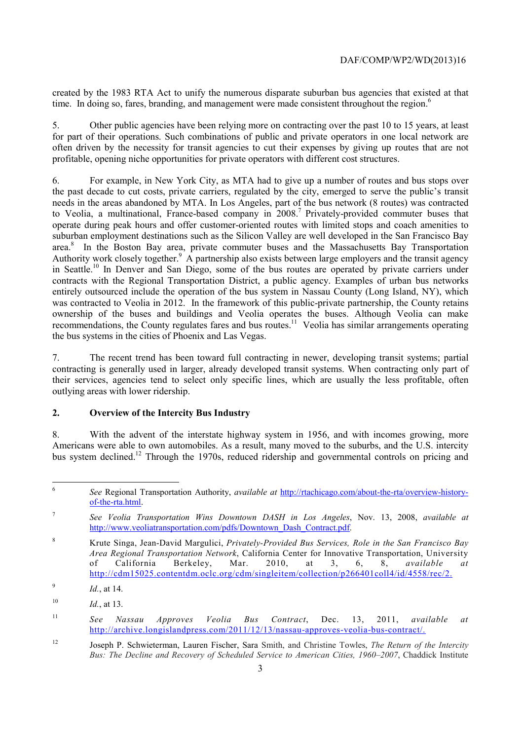created by the 1983 RTA Act to unify the numerous disparate suburban bus agencies that existed at that time. In doing so, fares, branding, and management were made consistent throughout the region.[6]

5. Other public agencies have been relying more on contracting over the past 10 to 15 years, at least for part of their operations. Such combinations of public and private operators in one local network are often driven by the necessity for transit agencies to cut their expenses by giving up routes that are not profitable, opening niche opportunities for private operators with different cost structures.

6. For example, in New York City, as MTA had to give up a number of routes and bus stops over the past decade to cut costs, private carriers, regulated by the city, emerged to serve the public's transit needs in the areas abandoned by MTA. In Los Angeles, part of the bus network (8 routes) was contracted to Veolia, a multinational, France-based company in 2008.[7] Privately-provided commuter buses that operate during peak hours and offer customer-oriented routes with limited stops and coach amenities to suburban employment destinations such as the Silicon Valley are well developed in the San Francisco Bay area.[8] In the Boston Bay area, private commuter buses and the Massachusetts Bay Transportation Authority work closely together.[9] A partnership also exists between large employers and the transit agency in Seattle.[10] In Denver and San Diego, some of the bus routes are operated by private carriers under contracts with the Regional Transportation District, a public agency. Examples of urban bus networks entirely outsourced include the operation of the bus system in Nassau County (Long Island, NY), which was contracted to Veolia in 2012. In the framework of this public-private partnership, the County retains ownership of the buses and buildings and Veolia operates the buses. Although Veolia can make recommendations, the County regulates fares and bus routes.[11] Veolia has similar arrangements operating the bus systems in the cities of Phoenix and Las Vegas.

7. The recent trend has been toward full contracting in newer, developing transit systems; partial contracting is generally used in larger, already developed transit systems. When contracting only part of their services, agencies tend to select only specific lines, which are usually the less profitable, often outlying areas with lower ridership.

## 2. Overview of the Intercity Bus Industry

8. With the advent of the interstate highway system in 1956, and with incomes growing, more Americans were able to own automobiles. As a result, many moved to the suburbs, and the U.S. intercity bus system declined.[12] Through the 1970s, reduced ridership and governmental controls on pricing and

---

[6] *See* Regional Transportation Authority, *available at* http://rtachicago.com/about-the-rta/overview-history-of-the-rta.html.

[7] *See Veolia Transportation Wins Downtown DASH in Los Angeles*, Nov. 13, 2008, *available at* http://www.veoliatransportation.com/pdfs/Downtown_Dash_Contract.pdf.

[8] Krute Singa, Jean-David Margulici, *Privately-Provided Bus Services, Role in the San Francisco Bay Area Regional Transportation Network*, California Center for Innovative Transportation, University of California Berkeley, Mar. 2010, at 3, 6, 8, *available at* http://cdm15025.contentdm.oclc.org/cdm/singleitem/collection/p266401coll4/id/4558/rec/2.

[9] *Id.*, at 14.

[10] *Id.*, at 13.

[11] *See Nassau Approves Veolia Bus Contract*, Dec. 13, 2011, *available at* http://archive.longislandpress.com/2011/12/13/nassau-approves-veolia-bus-contract/.

[12] Joseph P. Schwieterman, Lauren Fischer, Sara Smith, and Christine Towles, *The Return of the Intercity Bus: The Decline and Recovery of Scheduled Service to American Cities, 1960–2007*, Chaddick Institute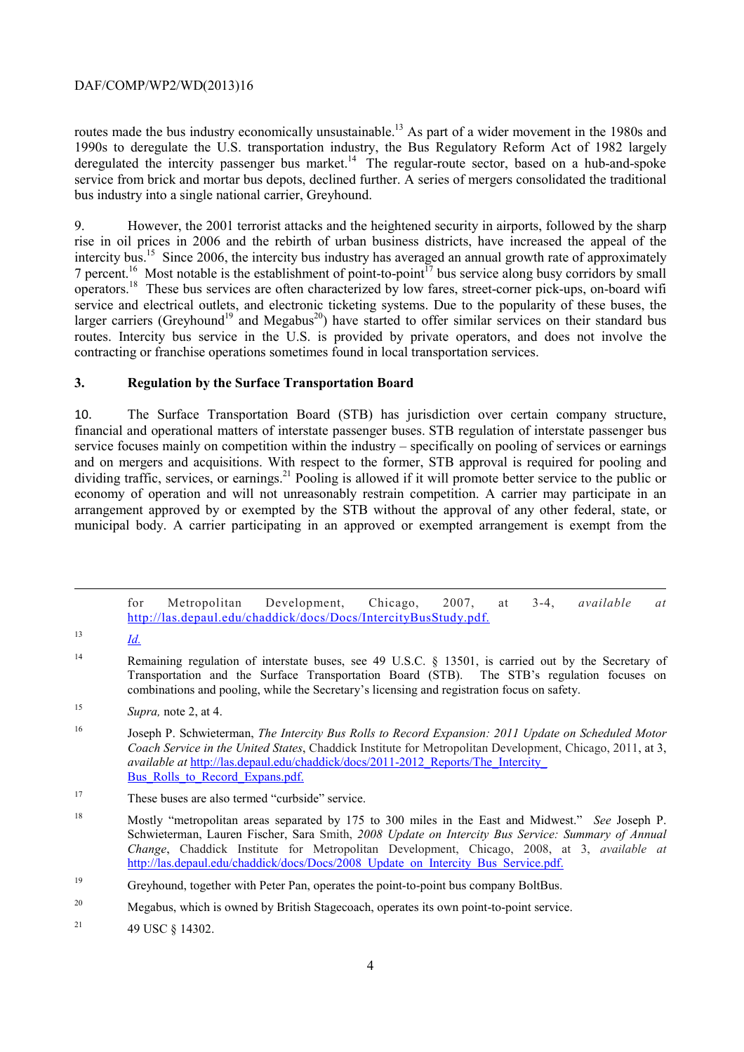routes made the bus industry economically unsustainable.[13] As part of a wider movement in the 1980s and 1990s to deregulate the U.S. transportation industry, the Bus Regulatory Reform Act of 1982 largely deregulated the intercity passenger bus market.[14] The regular-route sector, based on a hub-and-spoke service from brick and mortar bus depots, declined further. A series of mergers consolidated the traditional bus industry into a single national carrier, Greyhound.

9. However, the 2001 terrorist attacks and the heightened security in airports, followed by the sharp rise in oil prices in 2006 and the rebirth of urban business districts, have increased the appeal of the intercity bus.[15] Since 2006, the intercity bus industry has averaged an annual growth rate of approximately 7 percent.[16] Most notable is the establishment of point-to-point[17] bus service along busy corridors by small operators.[18] These bus services are often characterized by low fares, street-corner pick-ups, on-board wifi service and electrical outlets, and electronic ticketing systems. Due to the popularity of these buses, the larger carriers (Greyhound[19] and Megabus[20]) have started to offer similar services on their standard bus routes. Intercity bus service in the U.S. is provided by private operators, and does not involve the contracting or franchise operations sometimes found in local transportation services.

### 3. Regulation by the Surface Transportation Board

10. The Surface Transportation Board (STB) has jurisdiction over certain company structure, financial and operational matters of interstate passenger buses. STB regulation of interstate passenger bus service focuses mainly on competition within the industry – specifically on pooling of services or earnings and on mergers and acquisitions. With respect to the former, STB approval is required for pooling and dividing traffic, services, or earnings.[21] Pooling is allowed if it will promote better service to the public or economy of operation and will not unreasonably restrain competition. A carrier may participate in an arrangement approved by or exempted by the STB without the approval of any other federal, state, or municipal body. A carrier participating in an approved or exempted arrangement is exempt from the

---

for Metropolitan Development, Chicago, 2007, at 3-4, *available at* http://las.depaul.edu/chaddick/docs/Docs/IntercityBusStudy.pdf.

[13] *Id.*

[14] Remaining regulation of interstate buses, see 49 U.S.C. § 13501, is carried out by the Secretary of Transportation and the Surface Transportation Board (STB). The STB's regulation focuses on combinations and pooling, while the Secretary's licensing and registration focus on safety.

[15] *Supra,* note 2, at 4.

[16] Joseph P. Schwieterman, *The Intercity Bus Rolls to Record Expansion: 2011 Update on Scheduled Motor Coach Service in the United States*, Chaddick Institute for Metropolitan Development, Chicago, 2011, at 3, *available at* http://las.depaul.edu/chaddick/docs/2011-2012_Reports/The_Intercity_Bus_Rolls_to_Record_Expans.pdf.

[17] These buses are also termed "curbside" service.

[18] Mostly "metropolitan areas separated by 175 to 300 miles in the East and Midwest." *See* Joseph P. Schwieterman, Lauren Fischer, Sara Smith, *2008 Update on Intercity Bus Service: Summary of Annual Change*, Chaddick Institute for Metropolitan Development, Chicago, 2008, at 3, *available at* http://las.depaul.edu/chaddick/docs/Docs/2008_Update_on_Intercity_Bus_Service.pdf.

[19] Greyhound, together with Peter Pan, operates the point-to-point bus company BoltBus.

[20] Megabus, which is owned by British Stagecoach, operates its own point-to-point service.

[21] 49 USC § 14302.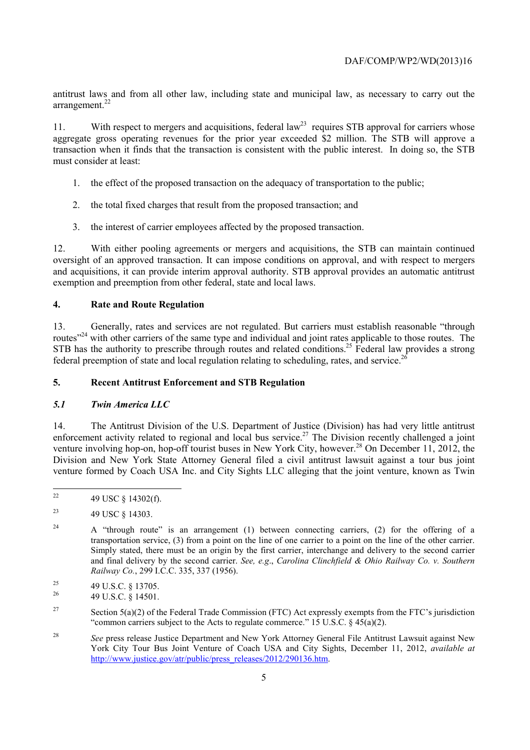antitrust laws and from all other law, including state and municipal law, as necessary to carry out the arrangement.[22]

11. With respect to mergers and acquisitions, federal law[23] requires STB approval for carriers whose aggregate gross operating revenues for the prior year exceeded $2 million. The STB will approve a transaction when it finds that the transaction is consistent with the public interest. In doing so, the STB must consider at least:

1. the effect of the proposed transaction on the adequacy of transportation to the public;
2. the total fixed charges that result from the proposed transaction; and
3. the interest of carrier employees affected by the proposed transaction.

12. With either pooling agreements or mergers and acquisitions, the STB can maintain continued oversight of an approved transaction. It can impose conditions on approval, and with respect to mergers and acquisitions, it can provide interim approval authority. STB approval provides an automatic antitrust exemption and preemption from other federal, state and local laws.

## 4. Rate and Route Regulation

13. Generally, rates and services are not regulated. But carriers must establish reasonable "through routes"[24] with other carriers of the same type and individual and joint rates applicable to those routes. The STB has the authority to prescribe through routes and related conditions.[25] Federal law provides a strong federal preemption of state and local regulation relating to scheduling, rates, and service.[26]

## 5. Recent Antitrust Enforcement and STB Regulation

### *5.1 Twin America LLC*

14. The Antitrust Division of the U.S. Department of Justice (Division) has had very little antitrust enforcement activity related to regional and local bus service.[27] The Division recently challenged a joint venture involving hop-on, hop-off tourist buses in New York City, however.[28] On December 11, 2012, the Division and New York State Attorney General filed a civil antitrust lawsuit against a tour bus joint venture formed by Coach USA Inc. and City Sights LLC alleging that the joint venture, known as Twin

---

[22] 49 USC § 14302(f).

[23] 49 USC § 14303.

[24] A "through route" is an arrangement (1) between connecting carriers, (2) for the offering of a transportation service, (3) from a point on the line of one carrier to a point on the line of the other carrier. Simply stated, there must be an origin by the first carrier, interchange and delivery to the second carrier and final delivery by the second carrier. *See, e.g.*, *Carolina Clinchfield & Ohio Railway Co. v. Southern Railway Co.*, 299 I.C.C. 335, 337 (1956).

[25] 49 U.S.C. § 13705.

[26] 49 U.S.C. § 14501.

[27] Section 5(a)(2) of the Federal Trade Commission (FTC) Act expressly exempts from the FTC's jurisdiction "common carriers subject to the Acts to regulate commerce." 15 U.S.C. § 45(a)(2).

[28] *See* press release Justice Department and New York Attorney General File Antitrust Lawsuit against New York City Tour Bus Joint Venture of Coach USA and City Sights, December 11, 2012, *available at* http://www.justice.gov/atr/public/press_releases/2012/290136.htm.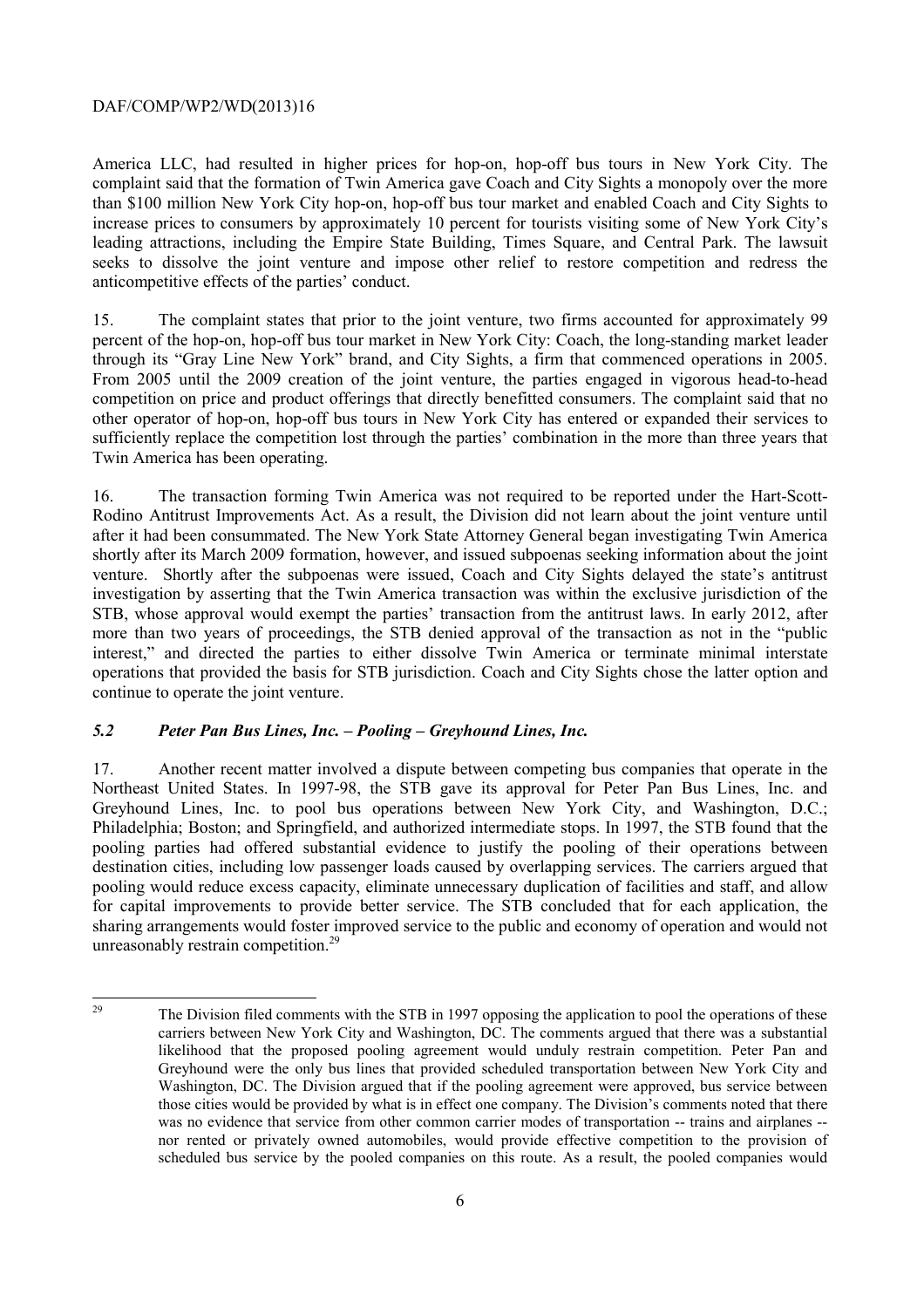America LLC, had resulted in higher prices for hop-on, hop-off bus tours in New York City. The complaint said that the formation of Twin America gave Coach and City Sights a monopoly over the more than $100 million New York City hop-on, hop-off bus tour market and enabled Coach and City Sights to increase prices to consumers by approximately 10 percent for tourists visiting some of New York City's leading attractions, including the Empire State Building, Times Square, and Central Park. The lawsuit seeks to dissolve the joint venture and impose other relief to restore competition and redress the anticompetitive effects of the parties' conduct.

15. The complaint states that prior to the joint venture, two firms accounted for approximately 99 percent of the hop-on, hop-off bus tour market in New York City: Coach, the long-standing market leader through its "Gray Line New York" brand, and City Sights, a firm that commenced operations in 2005. From 2005 until the 2009 creation of the joint venture, the parties engaged in vigorous head-to-head competition on price and product offerings that directly benefitted consumers. The complaint said that no other operator of hop-on, hop-off bus tours in New York City has entered or expanded their services to sufficiently replace the competition lost through the parties' combination in the more than three years that Twin America has been operating.

16. The transaction forming Twin America was not required to be reported under the Hart-Scott-Rodino Antitrust Improvements Act. As a result, the Division did not learn about the joint venture until after it had been consummated. The New York State Attorney General began investigating Twin America shortly after its March 2009 formation, however, and issued subpoenas seeking information about the joint venture. Shortly after the subpoenas were issued, Coach and City Sights delayed the state's antitrust investigation by asserting that the Twin America transaction was within the exclusive jurisdiction of the STB, whose approval would exempt the parties' transaction from the antitrust laws. In early 2012, after more than two years of proceedings, the STB denied approval of the transaction as not in the "public interest," and directed the parties to either dissolve Twin America or terminate minimal interstate operations that provided the basis for STB jurisdiction. Coach and City Sights chose the latter option and continue to operate the joint venture.

### *5.2 Peter Pan Bus Lines, Inc. – Pooling – Greyhound Lines, Inc.*

17. Another recent matter involved a dispute between competing bus companies that operate in the Northeast United States. In 1997-98, the STB gave its approval for Peter Pan Bus Lines, Inc. and Greyhound Lines, Inc. to pool bus operations between New York City, and Washington, D.C.; Philadelphia; Boston; and Springfield, and authorized intermediate stops. In 1997, the STB found that the pooling parties had offered substantial evidence to justify the pooling of their operations between destination cities, including low passenger loads caused by overlapping services. The carriers argued that pooling would reduce excess capacity, eliminate unnecessary duplication of facilities and staff, and allow for capital improvements to provide better service. The STB concluded that for each application, the sharing arrangements would foster improved service to the public and economy of operation and would not unreasonably restrain competition.[29]

---

[29] The Division filed comments with the STB in 1997 opposing the application to pool the operations of these carriers between New York City and Washington, DC. The comments argued that there was a substantial likelihood that the proposed pooling agreement would unduly restrain competition. Peter Pan and Greyhound were the only bus lines that provided scheduled transportation between New York City and Washington, DC. The Division argued that if the pooling agreement were approved, bus service between those cities would be provided by what is in effect one company. The Division's comments noted that there was no evidence that service from other common carrier modes of transportation -- trains and airplanes -- nor rented or privately owned automobiles, would provide effective competition to the provision of scheduled bus service by the pooled companies on this route. As a result, the pooled companies would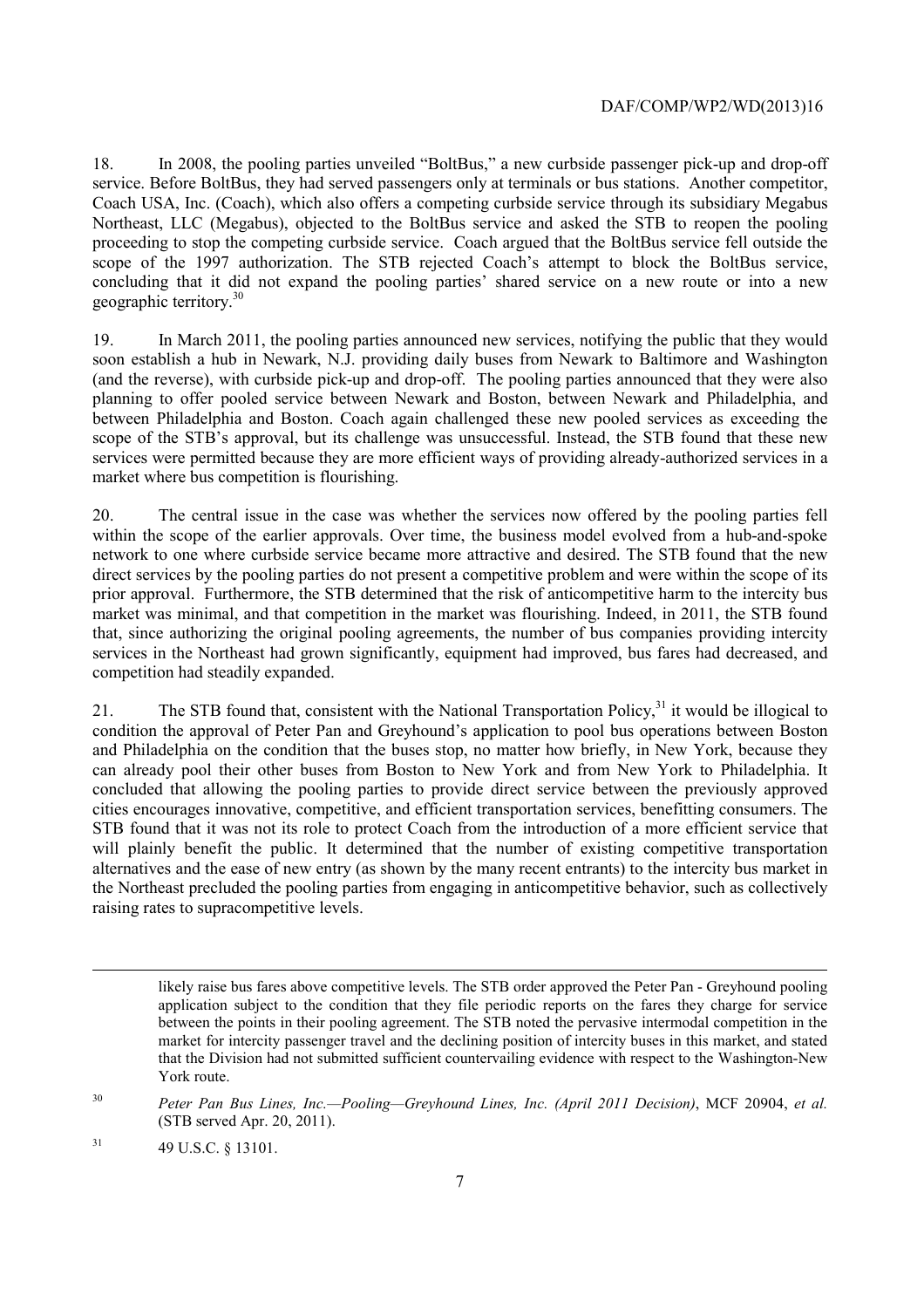18. In 2008, the pooling parties unveiled "BoltBus," a new curbside passenger pick-up and drop-off service. Before BoltBus, they had served passengers only at terminals or bus stations. Another competitor, Coach USA, Inc. (Coach), which also offers a competing curbside service through its subsidiary Megabus Northeast, LLC (Megabus), objected to the BoltBus service and asked the STB to reopen the pooling proceeding to stop the competing curbside service. Coach argued that the BoltBus service fell outside the scope of the 1997 authorization. The STB rejected Coach's attempt to block the BoltBus service, concluding that it did not expand the pooling parties' shared service on a new route or into a new geographic territory.[30]

19. In March 2011, the pooling parties announced new services, notifying the public that they would soon establish a hub in Newark, N.J. providing daily buses from Newark to Baltimore and Washington (and the reverse), with curbside pick-up and drop-off. The pooling parties announced that they were also planning to offer pooled service between Newark and Boston, between Newark and Philadelphia, and between Philadelphia and Boston. Coach again challenged these new pooled services as exceeding the scope of the STB's approval, but its challenge was unsuccessful. Instead, the STB found that these new services were permitted because they are more efficient ways of providing already-authorized services in a market where bus competition is flourishing.

20. The central issue in the case was whether the services now offered by the pooling parties fell within the scope of the earlier approvals. Over time, the business model evolved from a hub-and-spoke network to one where curbside service became more attractive and desired. The STB found that the new direct services by the pooling parties do not present a competitive problem and were within the scope of its prior approval. Furthermore, the STB determined that the risk of anticompetitive harm to the intercity bus market was minimal, and that competition in the market was flourishing. Indeed, in 2011, the STB found that, since authorizing the original pooling agreements, the number of bus companies providing intercity services in the Northeast had grown significantly, equipment had improved, bus fares had decreased, and competition had steadily expanded.

21. The STB found that, consistent with the National Transportation Policy,[31] it would be illogical to condition the approval of Peter Pan and Greyhound's application to pool bus operations between Boston and Philadelphia on the condition that the buses stop, no matter how briefly, in New York, because they can already pool their other buses from Boston to New York and from New York to Philadelphia. It concluded that allowing the pooling parties to provide direct service between the previously approved cities encourages innovative, competitive, and efficient transportation services, benefitting consumers. The STB found that it was not its role to protect Coach from the introduction of a more efficient service that will plainly benefit the public. It determined that the number of existing competitive transportation alternatives and the ease of new entry (as shown by the many recent entrants) to the intercity bus market in the Northeast precluded the pooling parties from engaging in anticompetitive behavior, such as collectively raising rates to supracompetitive levels.

---

likely raise bus fares above competitive levels. The STB order approved the Peter Pan - Greyhound pooling application subject to the condition that they file periodic reports on the fares they charge for service between the points in their pooling agreement. The STB noted the pervasive intermodal competition in the market for intercity passenger travel and the declining position of intercity buses in this market, and stated that the Division had not submitted sufficient countervailing evidence with respect to the Washington-New York route.

[30] *Peter Pan Bus Lines, Inc.—Pooling—Greyhound Lines, Inc. (April 2011 Decision)*, MCF 20904, *et al.* (STB served Apr. 20, 2011).

[31] 49 U.S.C. § 13101.